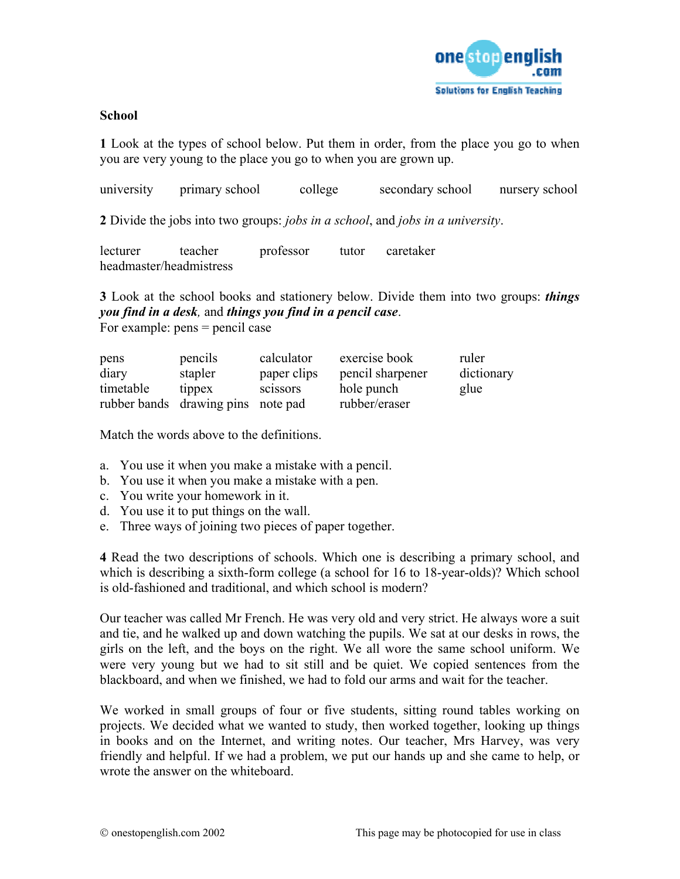# School

**1** Look at the types of school below. Put them in order, from the place you go to when you are very young to the place you go to when you are grown up.

university    primary school    college    secondary school    nursery school

**2** Divide the jobs into two groups: *jobs in a school*, and *jobs in a university*.

lecturer    teacher    professor    tutor    caretaker    headmaster/headmistress

**3** Look at the school books and stationery below. Divide them into two groups: ***things you find in a desk***, and ***things you find in a pencil case***.
For example: pens = pencil case

| | | | | |
|---|---|---|---|---|
| pens | pencils | calculator | exercise book | ruler |
| diary | stapler | paper clips | pencil sharpener | dictionary |
| timetable | tippex | scissors | hole punch | glue |
| rubber bands | drawing pins | note pad | rubber/eraser | |

Match the words above to the definitions.

a. You use it when you make a mistake with a pencil.
b. You use it when you make a mistake with a pen.
c. You write your homework in it.
d. You use it to put things on the wall.
e. Three ways of joining two pieces of paper together.

**4** Read the two descriptions of schools. Which one is describing a primary school, and which is describing a sixth-form college (a school for 16 to 18-year-olds)? Which school is old-fashioned and traditional, and which school is modern?

Our teacher was called Mr French. He was very old and very strict. He always wore a suit and tie, and he walked up and down watching the pupils. We sat at our desks in rows, the girls on the left, and the boys on the right. We all wore the same school uniform. We were very young but we had to sit still and be quiet. We copied sentences from the blackboard, and when we finished, we had to fold our arms and wait for the teacher.

We worked in small groups of four or five students, sitting round tables working on projects. We decided what we wanted to study, then worked together, looking up things in books and on the Internet, and writing notes. Our teacher, Mrs Harvey, was very friendly and helpful. If we had a problem, we put our hands up and she came to help, or wrote the answer on the whiteboard.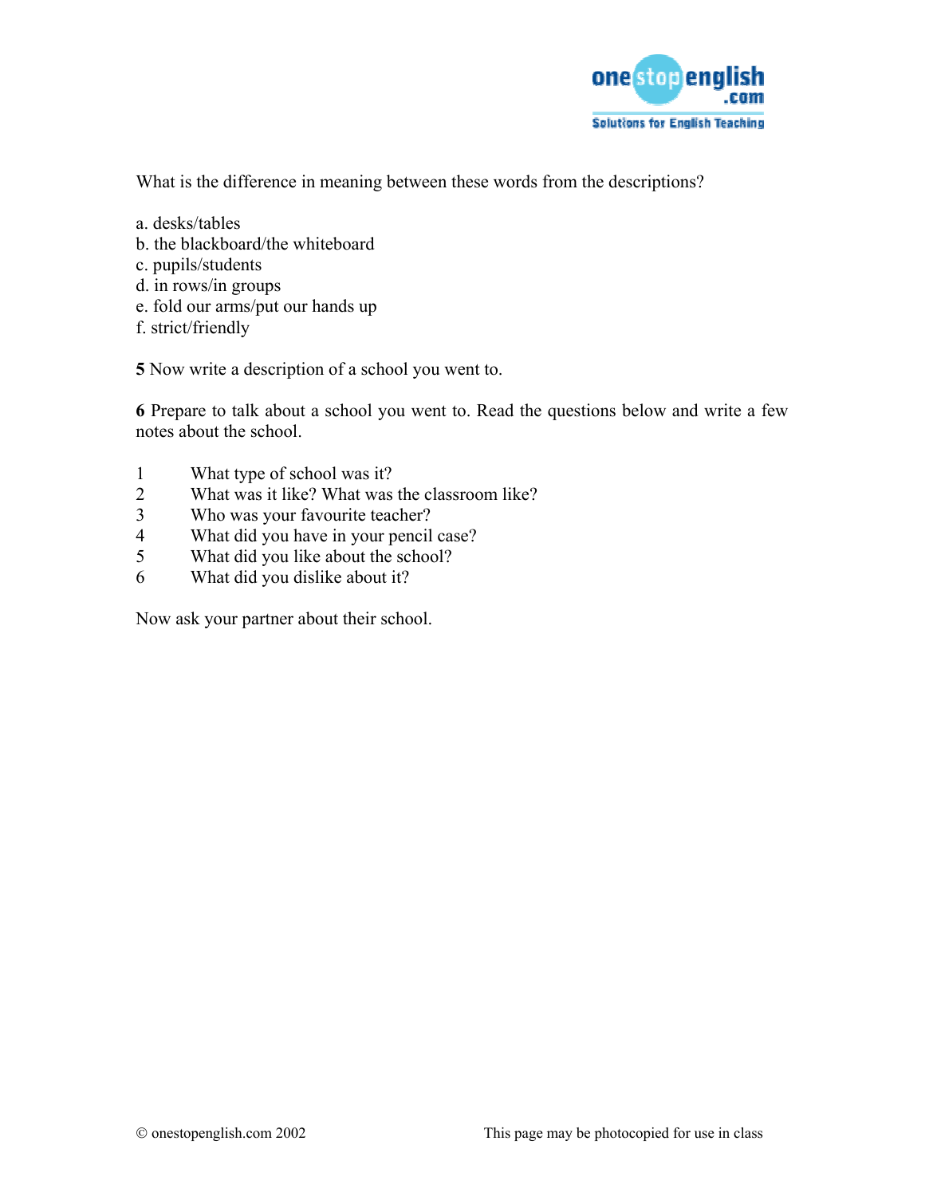What is the difference in meaning between these words from the descriptions?

a. desks/tables
b. the blackboard/the whiteboard
c. pupils/students
d. in rows/in groups
e. fold our arms/put our hands up
f. strict/friendly

**5** Now write a description of a school you went to.

**6** Prepare to talk about a school you went to. Read the questions below and write a few notes about the school.

1. What type of school was it?
2. What was it like? What was the classroom like?
3. Who was your favourite teacher?
4. What did you have in your pencil case?
5. What did you like about the school?
6. What did you dislike about it?

Now ask your partner about their school.